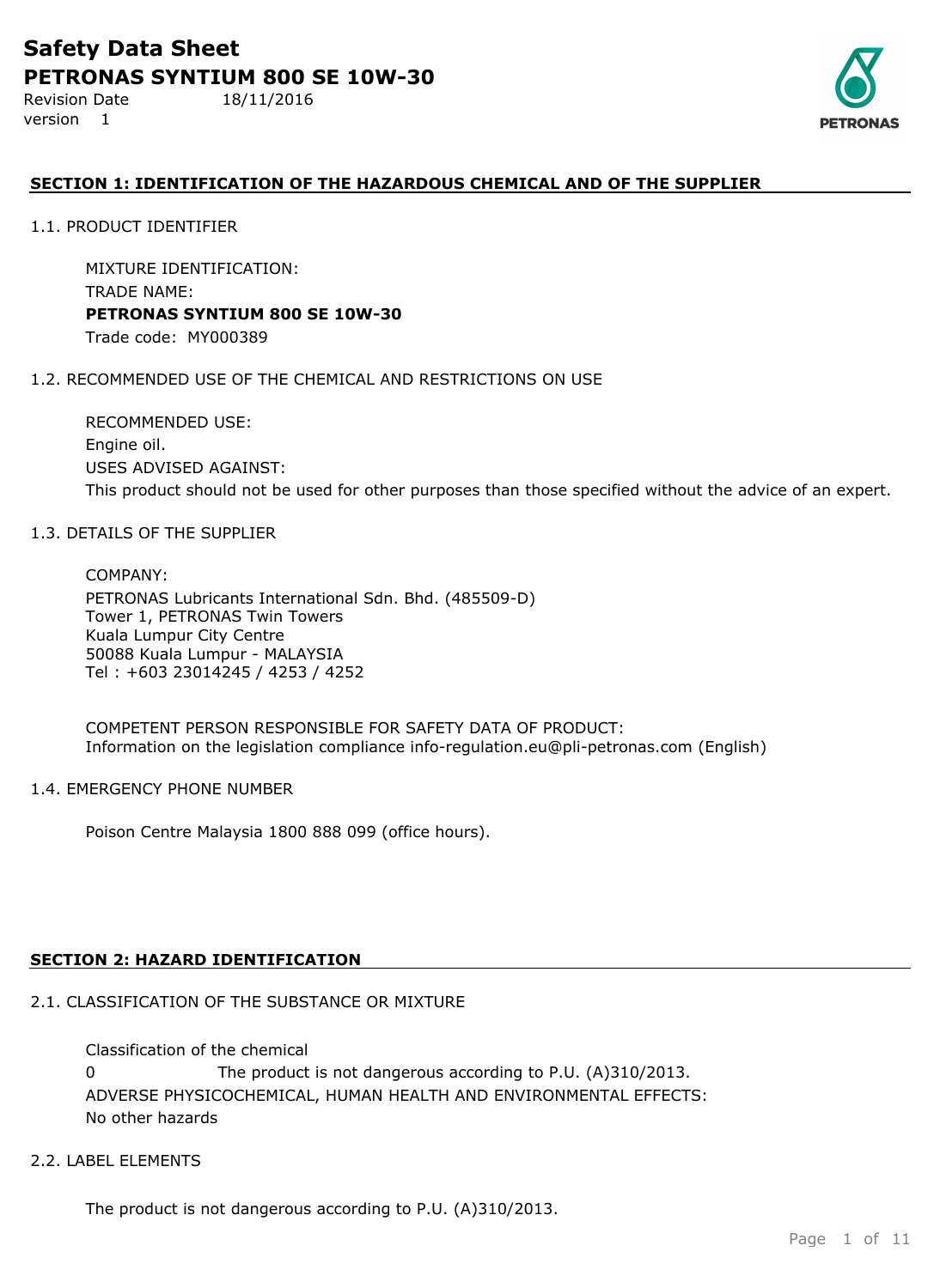# Safety Data Sheet

## PETRONAS SYNTIUM 800 SE 10W-30

Revision Date 18/11/2016
version 1

### SECTION 1: IDENTIFICATION OF THE HAZARDOUS CHEMICAL AND OF THE SUPPLIER

1.1. PRODUCT IDENTIFIER

MIXTURE IDENTIFICATION:
TRADE NAME:
**PETRONAS SYNTIUM 800 SE 10W-30**
Trade code: MY000389

1.2. RECOMMENDED USE OF THE CHEMICAL AND RESTRICTIONS ON USE

RECOMMENDED USE:
Engine oil.
USES ADVISED AGAINST:
This product should not be used for other purposes than those specified without the advice of an expert.

1.3. DETAILS OF THE SUPPLIER

COMPANY:
PETRONAS Lubricants International Sdn. Bhd. (485509-D)
Tower 1, PETRONAS Twin Towers
Kuala Lumpur City Centre
50088 Kuala Lumpur - MALAYSIA
Tel : +603 23014245 / 4253 / 4252

COMPETENT PERSON RESPONSIBLE FOR SAFETY DATA OF PRODUCT:
Information on the legislation compliance info-regulation.eu@pli-petronas.com (English)

1.4. EMERGENCY PHONE NUMBER

Poison Centre Malaysia 1800 888 099 (office hours).

### SECTION 2: HAZARD IDENTIFICATION

2.1. CLASSIFICATION OF THE SUBSTANCE OR MIXTURE

Classification of the chemical
0 The product is not dangerous according to P.U. (A)310/2013.
ADVERSE PHYSICOCHEMICAL, HUMAN HEALTH AND ENVIRONMENTAL EFFECTS:
No other hazards

2.2. LABEL ELEMENTS

The product is not dangerous according to P.U. (A)310/2013.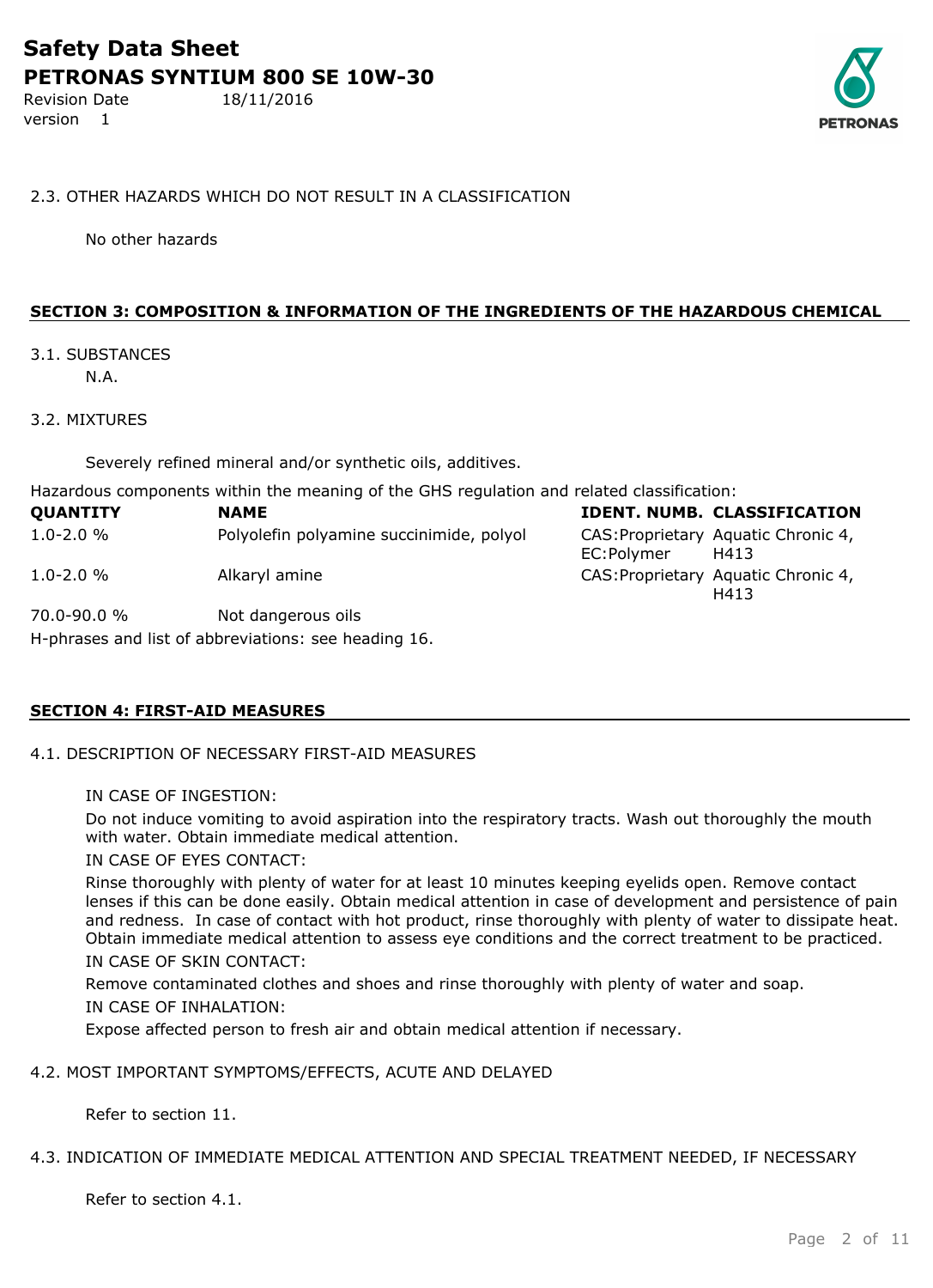### 2.3. OTHER HAZARDS WHICH DO NOT RESULT IN A CLASSIFICATION

No other hazards

## SECTION 3: COMPOSITION & INFORMATION OF THE INGREDIENTS OF THE HAZARDOUS CHEMICAL

### 3.1. SUBSTANCES

N.A.

### 3.2. MIXTURES

Severely refined mineral and/or synthetic oils, additives.

Hazardous components within the meaning of the GHS regulation and related classification:

| QUANTITY | NAME | IDENT. NUMB. | CLASSIFICATION |
|---|---|---|---|
| 1.0-2.0 % | Polyolefin polyamine succinimide, polyol | CAS:Proprietary EC:Polymer | Aquatic Chronic 4, H413 |
| 1.0-2.0 % | Alkaryl amine | CAS:Proprietary | Aquatic Chronic 4, H413 |
| 70.0-90.0 % | Not dangerous oils | | |

H-phrases and list of abbreviations: see heading 16.

## SECTION 4: FIRST-AID MEASURES

### 4.1. DESCRIPTION OF NECESSARY FIRST-AID MEASURES

IN CASE OF INGESTION:

Do not induce vomiting to avoid aspiration into the respiratory tracts. Wash out thoroughly the mouth with water. Obtain immediate medical attention.

IN CASE OF EYES CONTACT:

Rinse thoroughly with plenty of water for at least 10 minutes keeping eyelids open. Remove contact lenses if this can be done easily. Obtain medical attention in case of development and persistence of pain and redness. In case of contact with hot product, rinse thoroughly with plenty of water to dissipate heat. Obtain immediate medical attention to assess eye conditions and the correct treatment to be practiced.

IN CASE OF SKIN CONTACT:

Remove contaminated clothes and shoes and rinse thoroughly with plenty of water and soap.

IN CASE OF INHALATION:

Expose affected person to fresh air and obtain medical attention if necessary.

### 4.2. MOST IMPORTANT SYMPTOMS/EFFECTS, ACUTE AND DELAYED

Refer to section 11.

### 4.3. INDICATION OF IMMEDIATE MEDICAL ATTENTION AND SPECIAL TREATMENT NEEDED, IF NECESSARY

Refer to section 4.1.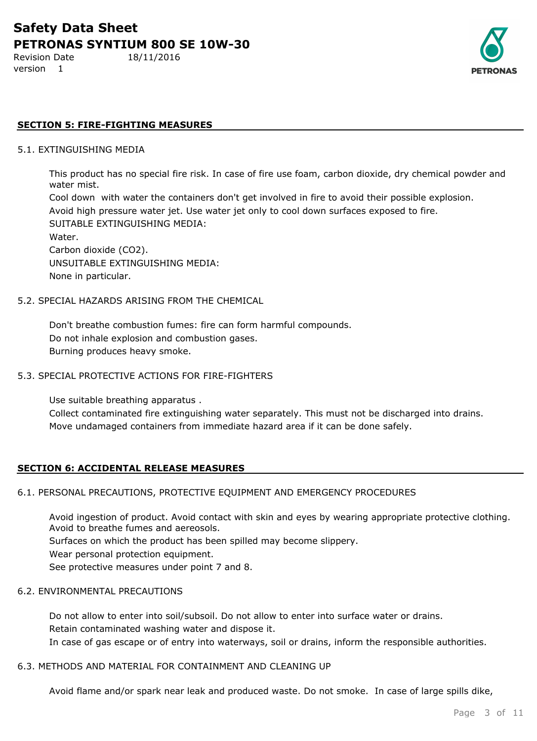## SECTION 5: FIRE-FIGHTING MEASURES

### 5.1. EXTINGUISHING MEDIA

This product has no special fire risk. In case of fire use foam, carbon dioxide, dry chemical powder and water mist.

Cool down with water the containers don't get involved in fire to avoid their possible explosion.

Avoid high pressure water jet. Use water jet only to cool down surfaces exposed to fire.

SUITABLE EXTINGUISHING MEDIA:

Water.

Carbon dioxide ($CO_2$).

UNSUITABLE EXTINGUISHING MEDIA:

None in particular.

### 5.2. SPECIAL HAZARDS ARISING FROM THE CHEMICAL

Don't breathe combustion fumes: fire can form harmful compounds.

Do not inhale explosion and combustion gases.

Burning produces heavy smoke.

### 5.3. SPECIAL PROTECTIVE ACTIONS FOR FIRE-FIGHTERS

Use suitable breathing apparatus .

Collect contaminated fire extinguishing water separately. This must not be discharged into drains.

Move undamaged containers from immediate hazard area if it can be done safely.

## SECTION 6: ACCIDENTAL RELEASE MEASURES

### 6.1. PERSONAL PRECAUTIONS, PROTECTIVE EQUIPMENT AND EMERGENCY PROCEDURES

Avoid ingestion of product. Avoid contact with skin and eyes by wearing appropriate protective clothing. Avoid to breathe fumes and aereosols.

Surfaces on which the product has been spilled may become slippery.

Wear personal protection equipment.

See protective measures under point 7 and 8.

### 6.2. ENVIRONMENTAL PRECAUTIONS

Do not allow to enter into soil/subsoil. Do not allow to enter into surface water or drains.

Retain contaminated washing water and dispose it.

In case of gas escape or of entry into waterways, soil or drains, inform the responsible authorities.

### 6.3. METHODS AND MATERIAL FOR CONTAINMENT AND CLEANING UP

Avoid flame and/or spark near leak and produced waste. Do not smoke. In case of large spills dike,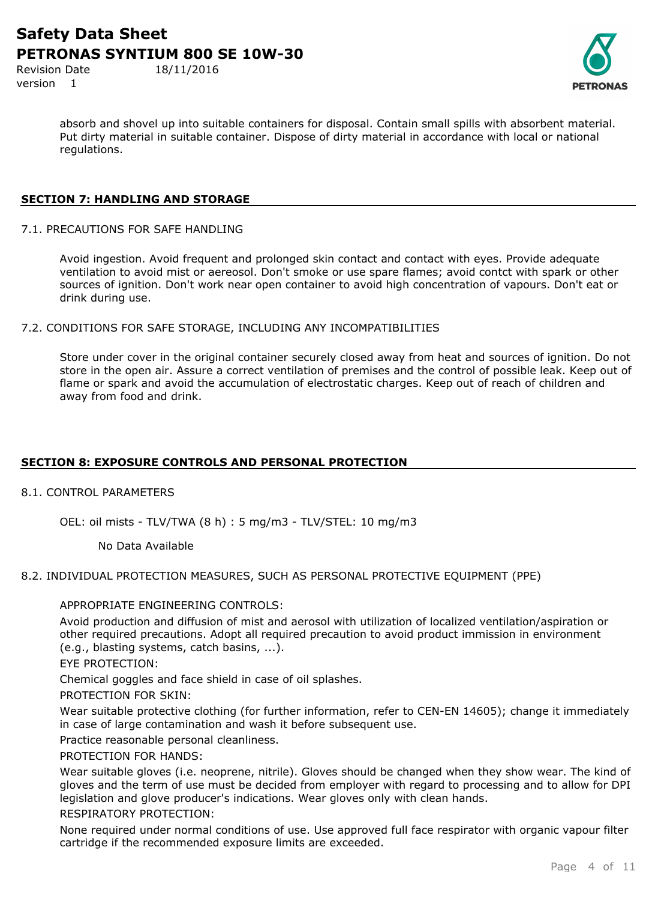absorb and shovel up into suitable containers for disposal. Contain small spills with absorbent material. Put dirty material in suitable container. Dispose of dirty material in accordance with local or national regulations.

## SECTION 7: HANDLING AND STORAGE

### 7.1. PRECAUTIONS FOR SAFE HANDLING

Avoid ingestion. Avoid frequent and prolonged skin contact and contact with eyes. Provide adequate ventilation to avoid mist or aereosol. Don't smoke or use spare flames; avoid contct with spark or other sources of ignition. Don't work near open container to avoid high concentration of vapours. Don't eat or drink during use.

### 7.2. CONDITIONS FOR SAFE STORAGE, INCLUDING ANY INCOMPATIBILITIES

Store under cover in the original container securely closed away from heat and sources of ignition. Do not store in the open air. Assure a correct ventilation of premises and the control of possible leak. Keep out of flame or spark and avoid the accumulation of electrostatic charges. Keep out of reach of children and away from food and drink.

## SECTION 8: EXPOSURE CONTROLS AND PERSONAL PROTECTION

### 8.1. CONTROL PARAMETERS

OEL: oil mists - TLV/TWA (8 h) : 5 mg/m3 - TLV/STEL: 10 mg/m3

No Data Available

### 8.2. INDIVIDUAL PROTECTION MEASURES, SUCH AS PERSONAL PROTECTIVE EQUIPMENT (PPE)

APPROPRIATE ENGINEERING CONTROLS:

Avoid production and diffusion of mist and aerosol with utilization of localized ventilation/aspiration or other required precautions. Adopt all required precaution to avoid product immission in environment (e.g., blasting systems, catch basins, ...).

EYE PROTECTION:

Chemical goggles and face shield in case of oil splashes.

PROTECTION FOR SKIN:

Wear suitable protective clothing (for further information, refer to CEN-EN 14605); change it immediately in case of large contamination and wash it before subsequent use.

Practice reasonable personal cleanliness.

PROTECTION FOR HANDS:

Wear suitable gloves (i.e. neoprene, nitrile). Gloves should be changed when they show wear. The kind of gloves and the term of use must be decided from employer with regard to processing and to allow for DPI legislation and glove producer's indications. Wear gloves only with clean hands.

RESPIRATORY PROTECTION:

None required under normal conditions of use. Use approved full face respirator with organic vapour filter cartridge if the recommended exposure limits are exceeded.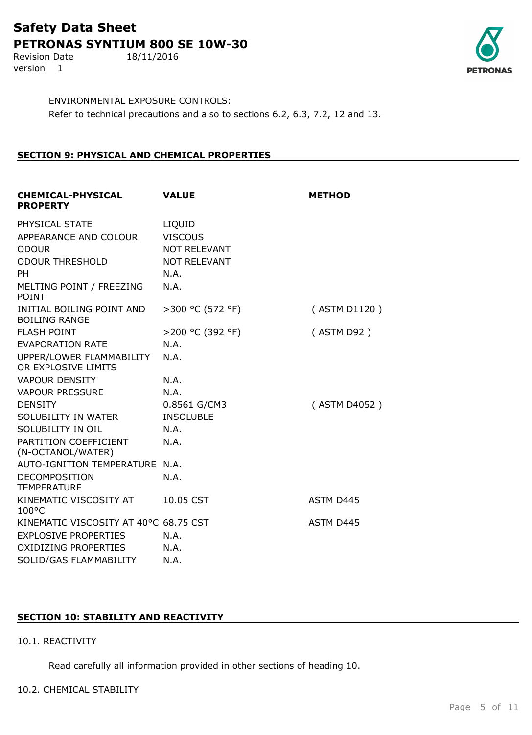ENVIRONMENTAL EXPOSURE CONTROLS:

Refer to technical precautions and also to sections 6.2, 6.3, 7.2, 12 and 13.

## SECTION 9: PHYSICAL AND CHEMICAL PROPERTIES

| CHEMICAL-PHYSICAL PROPERTY | VALUE | METHOD |
|---|---|---|
| PHYSICAL STATE | LIQUID | |
| APPEARANCE AND COLOUR | VISCOUS | |
| ODOUR | NOT RELEVANT | |
| ODOUR THRESHOLD | NOT RELEVANT | |
| PH | N.A. | |
| MELTING POINT / FREEZING POINT | N.A. | |
| INITIAL BOILING POINT AND BOILING RANGE | >300 °C (572 °F) | ( ASTM D1120 ) |
| FLASH POINT | >200 °C (392 °F) | ( ASTM D92 ) |
| EVAPORATION RATE | N.A. | |
| UPPER/LOWER FLAMMABILITY OR EXPLOSIVE LIMITS | N.A. | |
| VAPOUR DENSITY | N.A. | |
| VAPOUR PRESSURE | N.A. | |
| DENSITY | 0.8561 G/CM3 | ( ASTM D4052 ) |
| SOLUBILITY IN WATER | INSOLUBLE | |
| SOLUBILITY IN OIL | N.A. | |
| PARTITION COEFFICIENT (N-OCTANOL/WATER) | N.A. | |
| AUTO-IGNITION TEMPERATURE | N.A. | |
| DECOMPOSITION TEMPERATURE | N.A. | |
| KINEMATIC VISCOSITY AT 100°C | 10.05 CST | ASTM D445 |
| KINEMATIC VISCOSITY AT 40°C | 68.75 CST | ASTM D445 |
| EXPLOSIVE PROPERTIES | N.A. | |
| OXIDIZING PROPERTIES | N.A. | |
| SOLID/GAS FLAMMABILITY | N.A. | |

## SECTION 10: STABILITY AND REACTIVITY

10.1. REACTIVITY

Read carefully all information provided in other sections of heading 10.

10.2. CHEMICAL STABILITY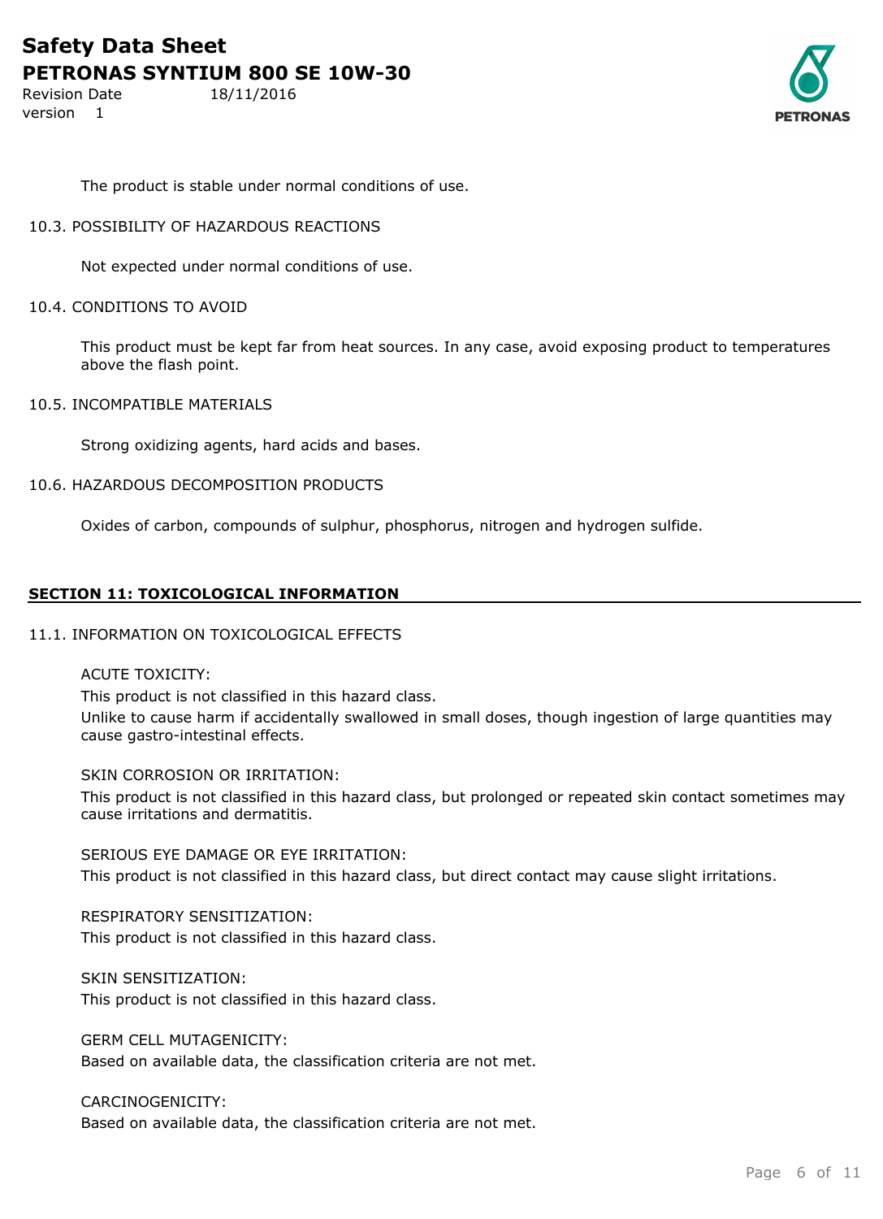The product is stable under normal conditions of use.

10.3. POSSIBILITY OF HAZARDOUS REACTIONS

Not expected under normal conditions of use.

10.4. CONDITIONS TO AVOID

This product must be kept far from heat sources. In any case, avoid exposing product to temperatures above the flash point.

10.5. INCOMPATIBLE MATERIALS

Strong oxidizing agents, hard acids and bases.

10.6. HAZARDOUS DECOMPOSITION PRODUCTS

Oxides of carbon, compounds of sulphur, phosphorus, nitrogen and hydrogen sulfide.

## SECTION 11: TOXICOLOGICAL INFORMATION

11.1. INFORMATION ON TOXICOLOGICAL EFFECTS

ACUTE TOXICITY:

This product is not classified in this hazard class.

Unlike to cause harm if accidentally swallowed in small doses, though ingestion of large quantities may cause gastro-intestinal effects.

SKIN CORROSION OR IRRITATION:

This product is not classified in this hazard class, but prolonged or repeated skin contact sometimes may cause irritations and dermatitis.

SERIOUS EYE DAMAGE OR EYE IRRITATION:

This product is not classified in this hazard class, but direct contact may cause slight irritations.

RESPIRATORY SENSITIZATION:

This product is not classified in this hazard class.

SKIN SENSITIZATION:

This product is not classified in this hazard class.

GERM CELL MUTAGENICITY:

Based on available data, the classification criteria are not met.

CARCINOGENICITY:

Based on available data, the classification criteria are not met.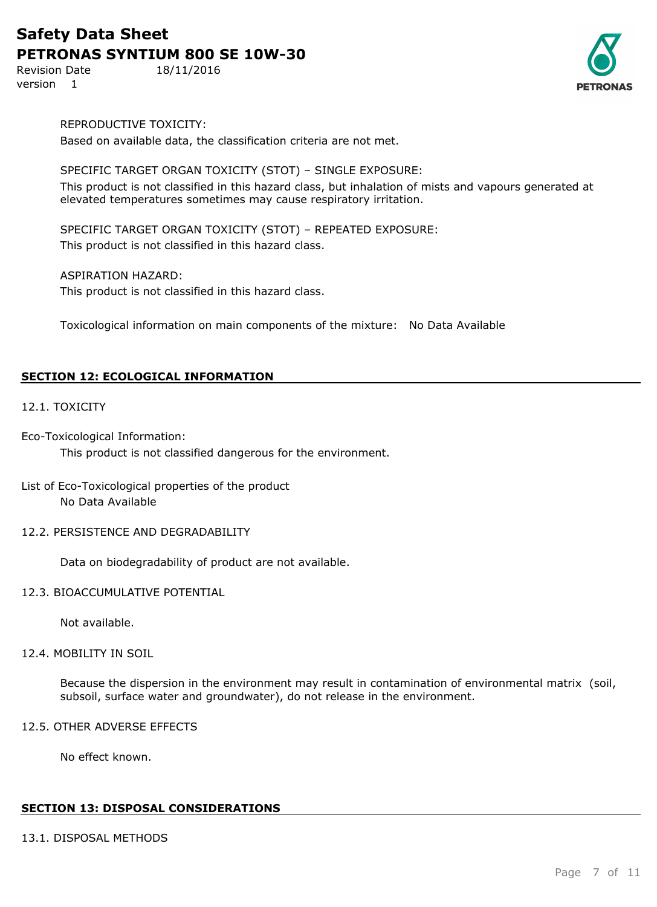REPRODUCTIVE TOXICITY:

Based on available data, the classification criteria are not met.

SPECIFIC TARGET ORGAN TOXICITY (STOT) – SINGLE EXPOSURE:

This product is not classified in this hazard class, but inhalation of mists and vapours generated at elevated temperatures sometimes may cause respiratory irritation.

SPECIFIC TARGET ORGAN TOXICITY (STOT) – REPEATED EXPOSURE:

This product is not classified in this hazard class.

ASPIRATION HAZARD:

This product is not classified in this hazard class.

Toxicological information on main components of the mixture: No Data Available

## SECTION 12: ECOLOGICAL INFORMATION

12.1. TOXICITY

Eco-Toxicological Information:

This product is not classified dangerous for the environment.

List of Eco-Toxicological properties of the product

No Data Available

12.2. PERSISTENCE AND DEGRADABILITY

Data on biodegradability of product are not available.

12.3. BIOACCUMULATIVE POTENTIAL

Not available.

12.4. MOBILITY IN SOIL

Because the dispersion in the environment may result in contamination of environmental matrix (soil, subsoil, surface water and groundwater), do not release in the environment.

12.5. OTHER ADVERSE EFFECTS

No effect known.

## SECTION 13: DISPOSAL CONSIDERATIONS

13.1. DISPOSAL METHODS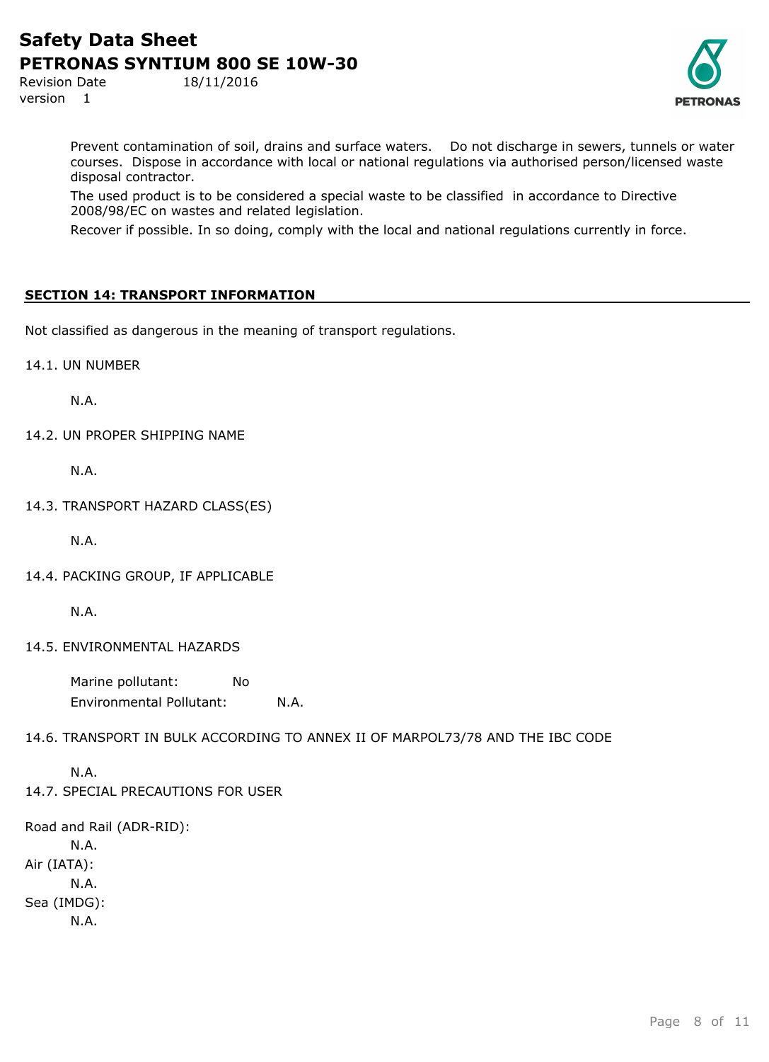Prevent contamination of soil, drains and surface waters. Do not discharge in sewers, tunnels or water courses. Dispose in accordance with local or national regulations via authorised person/licensed waste disposal contractor.

The used product is to be considered a special waste to be classified in accordance to Directive 2008/98/EC on wastes and related legislation.

Recover if possible. In so doing, comply with the local and national regulations currently in force.

## SECTION 14: TRANSPORT INFORMATION

Not classified as dangerous in the meaning of transport regulations.

14.1. UN NUMBER

N.A.

14.2. UN PROPER SHIPPING NAME

N.A.

14.3. TRANSPORT HAZARD CLASS(ES)

N.A.

14.4. PACKING GROUP, IF APPLICABLE

N.A.

14.5. ENVIRONMENTAL HAZARDS

Marine pollutant: No

Environmental Pollutant: N.A.

14.6. TRANSPORT IN BULK ACCORDING TO ANNEX II OF MARPOL73/78 AND THE IBC CODE

N.A.

14.7. SPECIAL PRECAUTIONS FOR USER

Road and Rail (ADR-RID):

N.A.

Air (IATA):

N.A.

Sea (IMDG):

N.A.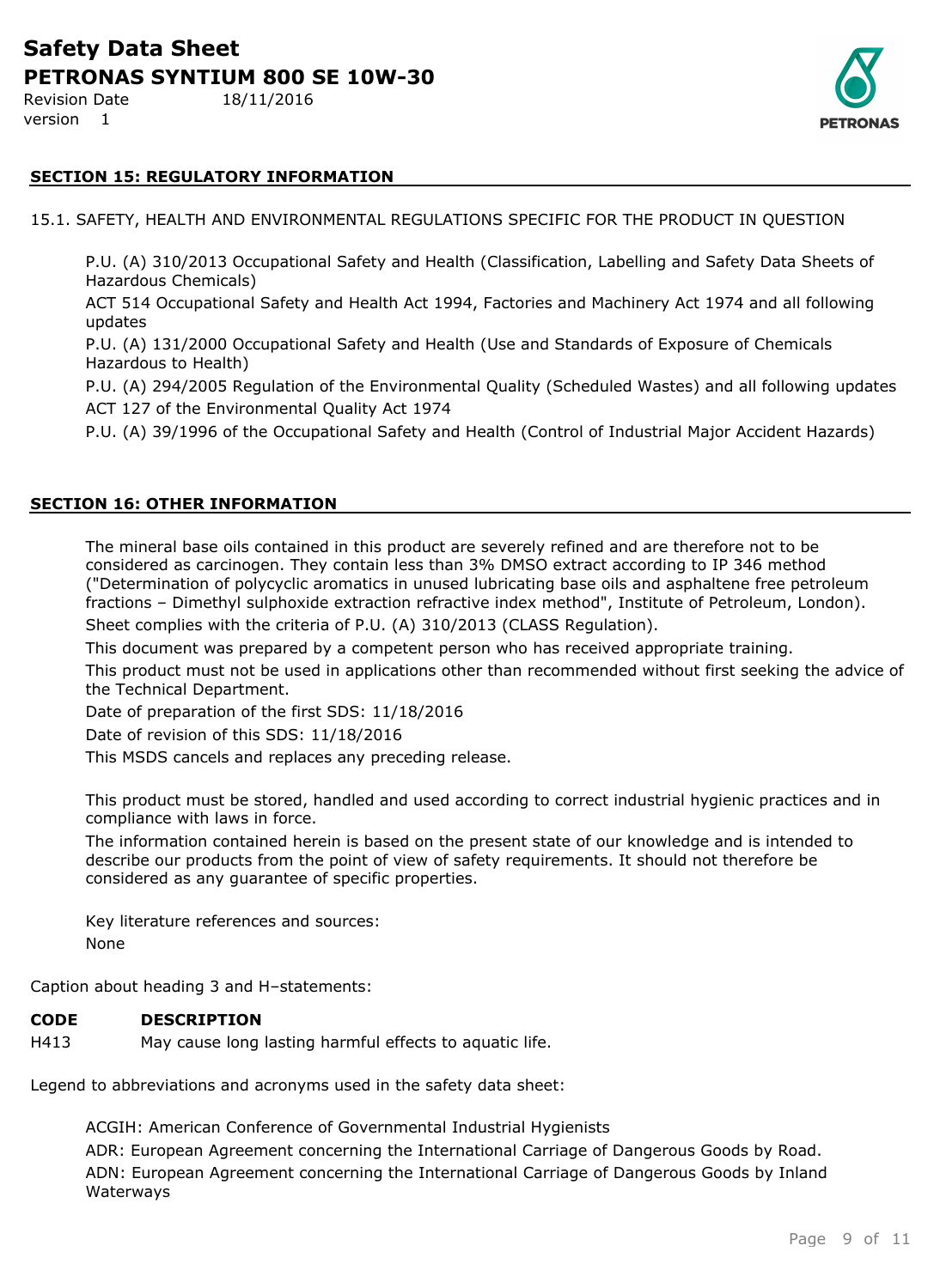## SECTION 15: REGULATORY INFORMATION

15.1. SAFETY, HEALTH AND ENVIRONMENTAL REGULATIONS SPECIFIC FOR THE PRODUCT IN QUESTION

P.U. (A) 310/2013 Occupational Safety and Health (Classification, Labelling and Safety Data Sheets of Hazardous Chemicals)

ACT 514 Occupational Safety and Health Act 1994, Factories and Machinery Act 1974 and all following updates

P.U. (A) 131/2000 Occupational Safety and Health (Use and Standards of Exposure of Chemicals Hazardous to Health)

P.U. (A) 294/2005 Regulation of the Environmental Quality (Scheduled Wastes) and all following updates

ACT 127 of the Environmental Quality Act 1974

P.U. (A) 39/1996 of the Occupational Safety and Health (Control of Industrial Major Accident Hazards)

## SECTION 16: OTHER INFORMATION

The mineral base oils contained in this product are severely refined and are therefore not to be considered as carcinogen. They contain less than 3% DMSO extract according to IP 346 method ("Determination of polycyclic aromatics in unused lubricating base oils and asphaltene free petroleum fractions – Dimethyl sulphoxide extraction refractive index method", Institute of Petroleum, London).

Sheet complies with the criteria of P.U. (A) 310/2013 (CLASS Regulation).

This document was prepared by a competent person who has received appropriate training.

This product must not be used in applications other than recommended without first seeking the advice of the Technical Department.

Date of preparation of the first SDS: 11/18/2016

Date of revision of this SDS: 11/18/2016

This MSDS cancels and replaces any preceding release.

This product must be stored, handled and used according to correct industrial hygienic practices and in compliance with laws in force.

The information contained herein is based on the present state of our knowledge and is intended to describe our products from the point of view of safety requirements. It should not therefore be considered as any guarantee of specific properties.

Key literature references and sources:

None

Caption about heading 3 and H–statements:

| **CODE** | **DESCRIPTION** |
|---|---|
| H413 | May cause long lasting harmful effects to aquatic life. |

Legend to abbreviations and acronyms used in the safety data sheet:

ACGIH: American Conference of Governmental Industrial Hygienists

ADR: European Agreement concerning the International Carriage of Dangerous Goods by Road.

ADN: European Agreement concerning the International Carriage of Dangerous Goods by Inland Waterways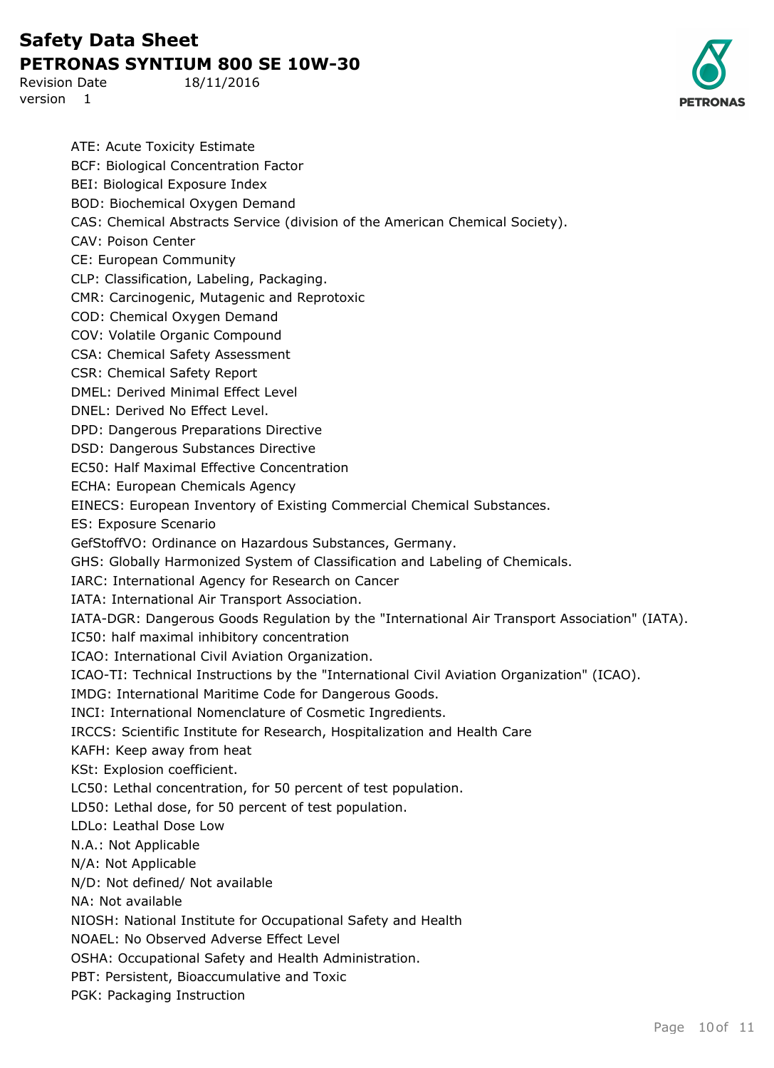ATE: Acute Toxicity Estimate
BCF: Biological Concentration Factor
BEI: Biological Exposure Index
BOD: Biochemical Oxygen Demand
CAS: Chemical Abstracts Service (division of the American Chemical Society).
CAV: Poison Center
CE: European Community
CLP: Classification, Labeling, Packaging.
CMR: Carcinogenic, Mutagenic and Reprotoxic
COD: Chemical Oxygen Demand
COV: Volatile Organic Compound
CSA: Chemical Safety Assessment
CSR: Chemical Safety Report
DMEL: Derived Minimal Effect Level
DNEL: Derived No Effect Level.
DPD: Dangerous Preparations Directive
DSD: Dangerous Substances Directive
EC50: Half Maximal Effective Concentration
ECHA: European Chemicals Agency
EINECS: European Inventory of Existing Commercial Chemical Substances.
ES: Exposure Scenario
GefStoffVO: Ordinance on Hazardous Substances, Germany.
GHS: Globally Harmonized System of Classification and Labeling of Chemicals.
IARC: International Agency for Research on Cancer
IATA: International Air Transport Association.
IATA-DGR: Dangerous Goods Regulation by the "International Air Transport Association" (IATA).
IC50: half maximal inhibitory concentration
ICAO: International Civil Aviation Organization.
ICAO-TI: Technical Instructions by the "International Civil Aviation Organization" (ICAO).
IMDG: International Maritime Code for Dangerous Goods.
INCI: International Nomenclature of Cosmetic Ingredients.
IRCCS: Scientific Institute for Research, Hospitalization and Health Care
KAFH: Keep away from heat
KSt: Explosion coefficient.
LC50: Lethal concentration, for 50 percent of test population.
LD50: Lethal dose, for 50 percent of test population.
LDLo: Leathal Dose Low
N.A.: Not Applicable
N/A: Not Applicable
N/D: Not defined/ Not available
NA: Not available
NIOSH: National Institute for Occupational Safety and Health
NOAEL: No Observed Adverse Effect Level
OSHA: Occupational Safety and Health Administration.
PBT: Persistent, Bioaccumulative and Toxic
PGK: Packaging Instruction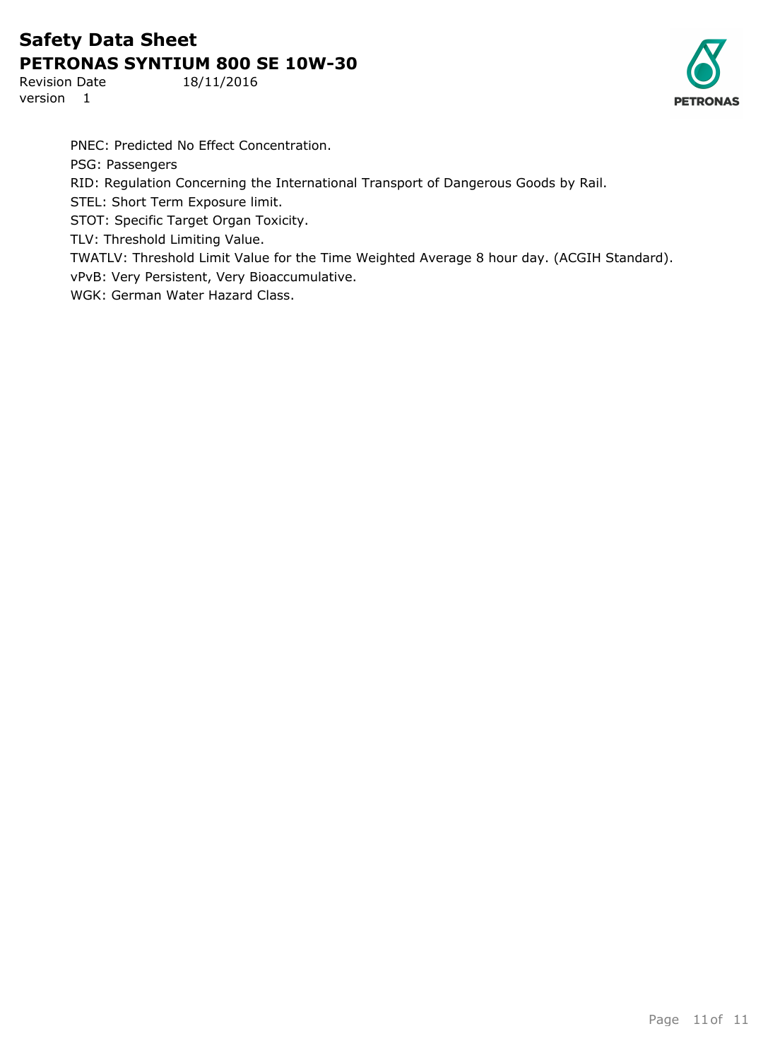PNEC: Predicted No Effect Concentration.

PSG: Passengers

RID: Regulation Concerning the International Transport of Dangerous Goods by Rail.

STEL: Short Term Exposure limit.

STOT: Specific Target Organ Toxicity.

TLV: Threshold Limiting Value.

TWATLV: Threshold Limit Value for the Time Weighted Average 8 hour day. (ACGIH Standard).

vPvB: Very Persistent, Very Bioaccumulative.

WGK: German Water Hazard Class.